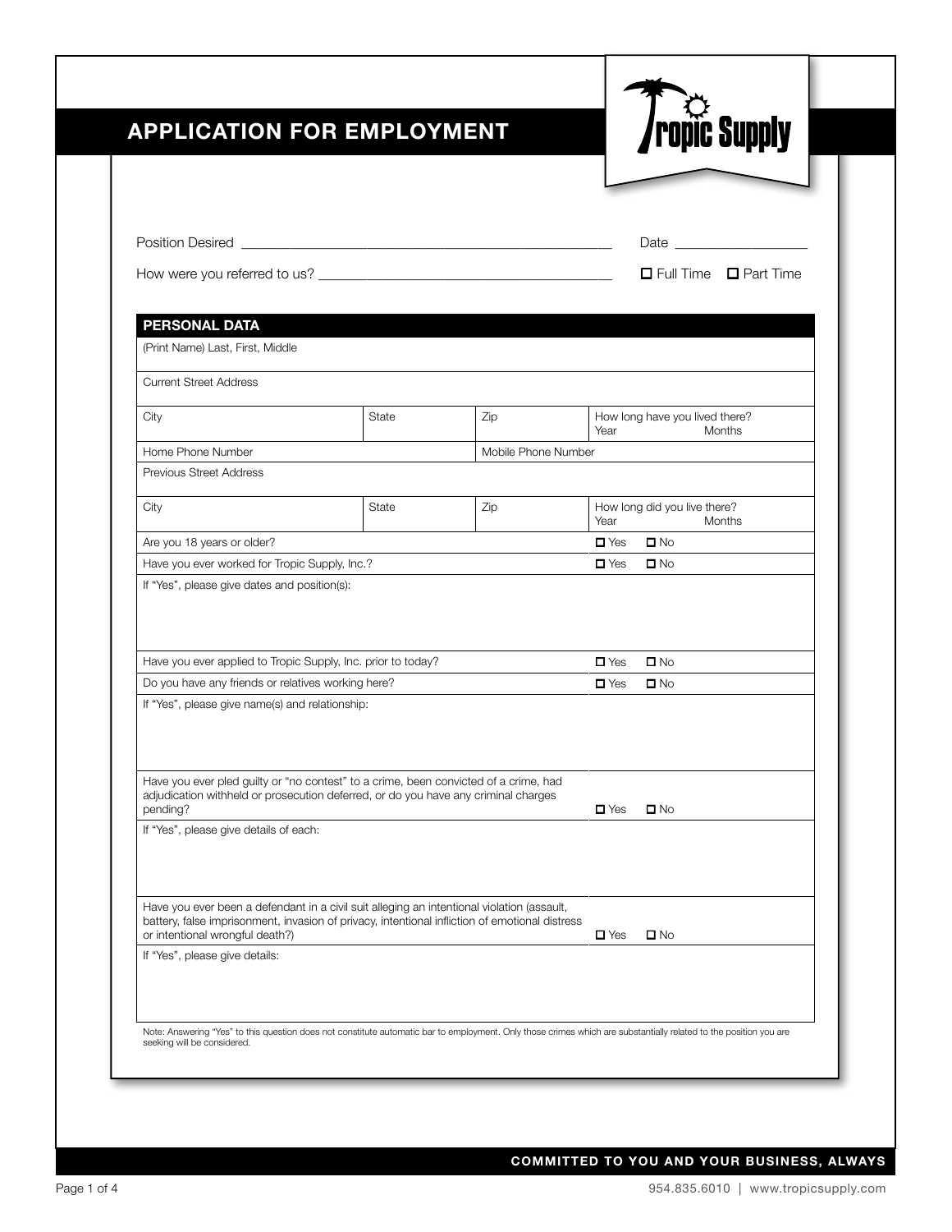# APPLICATION FOR EMPLOYMENT

Tropic Supply

Position Desired ____________________ Date ____________

How were you referred to us? ____________________ ☐ Full Time ☐ Part Time

## PERSONAL DATA

| | | | |
|---|---|---|---|
| (Print Name) Last, First, Middle | | | |
| Current Street Address | | | |
| City | State | Zip | How long have you lived there? Year Months |
| Home Phone Number | | Mobile Phone Number | |
| Previous Street Address | | | |
| City | State | Zip | How long did you live there? Year Months |

| | |
|---|---|
| Are you 18 years or older? | ☐ Yes ☐ No |
| Have you ever worked for Tropic Supply, Inc.? | ☐ Yes ☐ No |
| If "Yes", please give dates and position(s): | |
| Have you ever applied to Tropic Supply, Inc. prior to today? | ☐ Yes ☐ No |
| Do you have any friends or relatives working here? | ☐ Yes ☐ No |
| If "Yes", please give name(s) and relationship: | |
| Have you ever pled guilty or "no contest" to a crime, been convicted of a crime, had adjudication withheld or prosecution deferred, or do you have any criminal charges pending? | ☐ Yes ☐ No |
| If "Yes", please give details of each: | |
| Have you ever been a defendant in a civil suit alleging an intentional violation (assault, battery, false imprisonment, invasion of privacy, intentional infliction of emotional distress or intentional wrongful death?) | ☐ Yes ☐ No |
| If "Yes", please give details: | |

Note: Answering "Yes" to this question does not constitute automatic bar to employment. Only those crimes which are substantially related to the position you are seeking will be considered.

COMMITTED TO YOU AND YOUR BUSINESS, ALWAYS

954.835.6010 | www.tropicsupply.com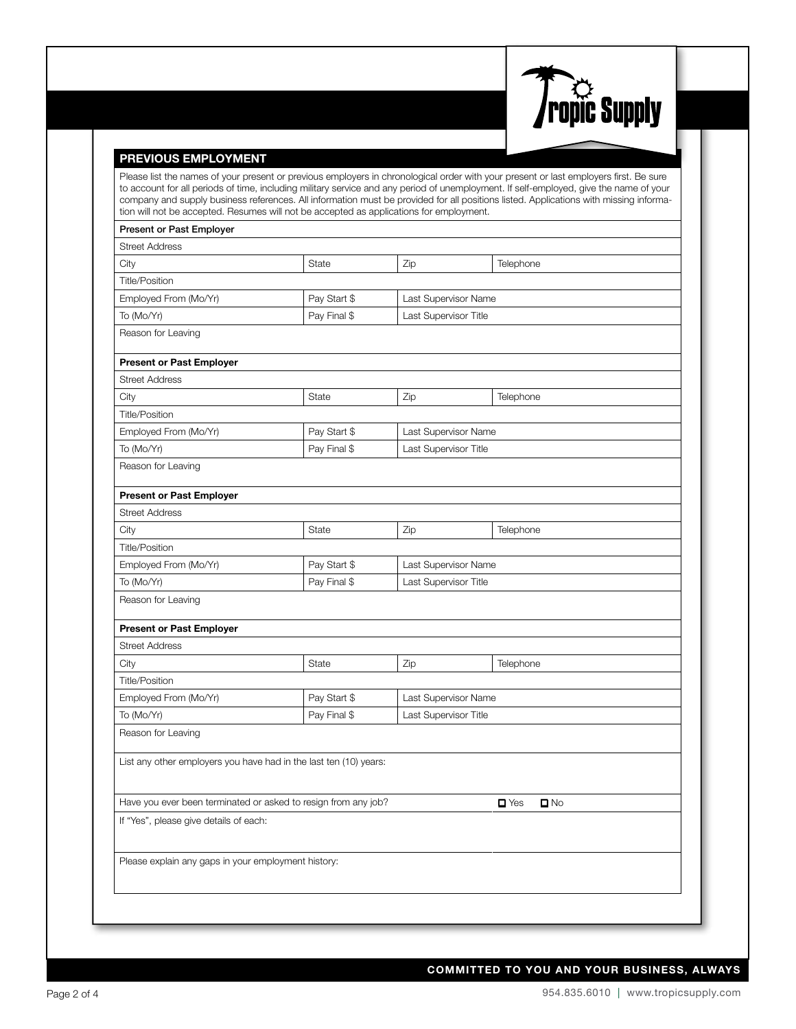## PREVIOUS EMPLOYMENT

Please list the names of your present or previous employers in chronological order with your present or last employers first. Be sure to account for all periods of time, including military service and any period of unemployment. If self-employed, give the name of your company and supply business references. All information must be provided for all positions listed. Applications with missing information will not be accepted. Resumes will not be accepted as applications for employment.

| **Present or Past Employer** | | | |
|---|---|---|---|
| Street Address | | | |
| City | State | Zip | Telephone |
| Title/Position | | | |
| Employed From (Mo/Yr) | Pay Start $ | Last Supervisor Name | |
| To (Mo/Yr) | Pay Final $ | Last Supervisor Title | |
| Reason for Leaving | | | |

| **Present or Past Employer** | | | |
|---|---|---|---|
| Street Address | | | |
| City | State | Zip | Telephone |
| Title/Position | | | |
| Employed From (Mo/Yr) | Pay Start $ | Last Supervisor Name | |
| To (Mo/Yr) | Pay Final $ | Last Supervisor Title | |
| Reason for Leaving | | | |

| **Present or Past Employer** | | | |
|---|---|---|---|
| Street Address | | | |
| City | State | Zip | Telephone |
| Title/Position | | | |
| Employed From (Mo/Yr) | Pay Start $ | Last Supervisor Name | |
| To (Mo/Yr) | Pay Final $ | Last Supervisor Title | |
| Reason for Leaving | | | |

| **Present or Past Employer** | | | |
|---|---|---|---|
| Street Address | | | |
| City | State | Zip | Telephone |
| Title/Position | | | |
| Employed From (Mo/Yr) | Pay Start $ | Last Supervisor Name | |
| To (Mo/Yr) | Pay Final $ | Last Supervisor Title | |
| Reason for Leaving | | | |

List any other employers you have had in the last ten (10) years:

Have you ever been terminated or asked to resign from any job? ☐ Yes ☐ No

If "Yes", please give details of each:

Please explain any gaps in your employment history:

**COMMITTED TO YOU AND YOUR BUSINESS, ALWAYS**

954.835.6010 | www.tropicsupply.com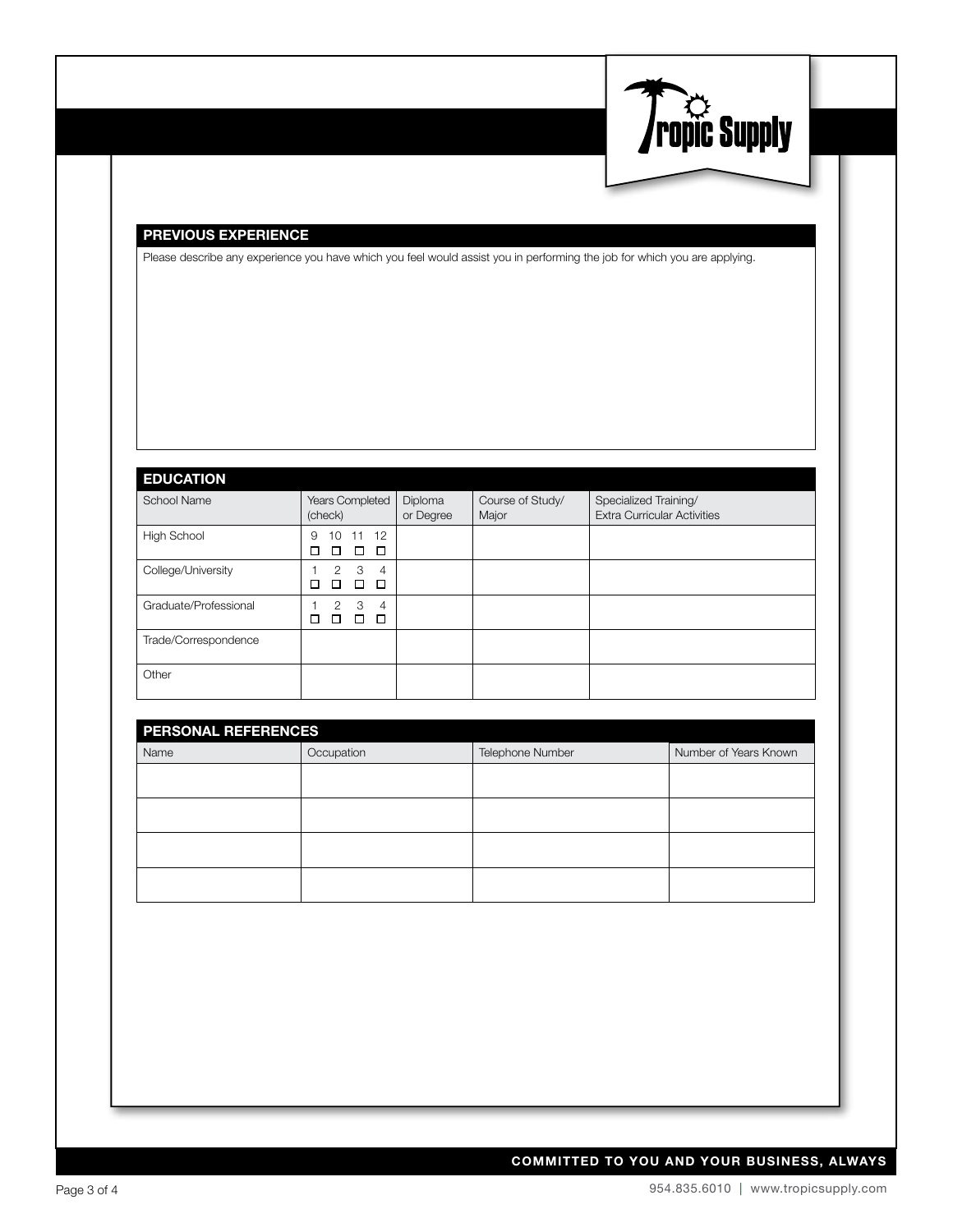## PREVIOUS EXPERIENCE

Please describe any experience you have which you feel would assist you in performing the job for which you are applying.

## EDUCATION

| School Name | Years Completed (check) | Diploma or Degree | Course of Study/ Major | Specialized Training/ Extra Curricular Activities |
|---|---|---|---|---|
| High School | 9 ☐ 10 ☐ 11 ☐ 12 ☐ | | | |
| College/University | 1 ☐ 2 ☐ 3 ☐ 4 ☐ | | | |
| Graduate/Professional | 1 ☐ 2 ☐ 3 ☐ 4 ☐ | | | |
| Trade/Correspondence | | | | |
| Other | | | | |

## PERSONAL REFERENCES

| Name | Occupation | Telephone Number | Number of Years Known |
|---|---|---|---|
| | | | |
| | | | |
| | | | |
| | | | |

**COMMITTED TO YOU AND YOUR BUSINESS, ALWAYS**

954.835.6010 | www.tropicsupply.com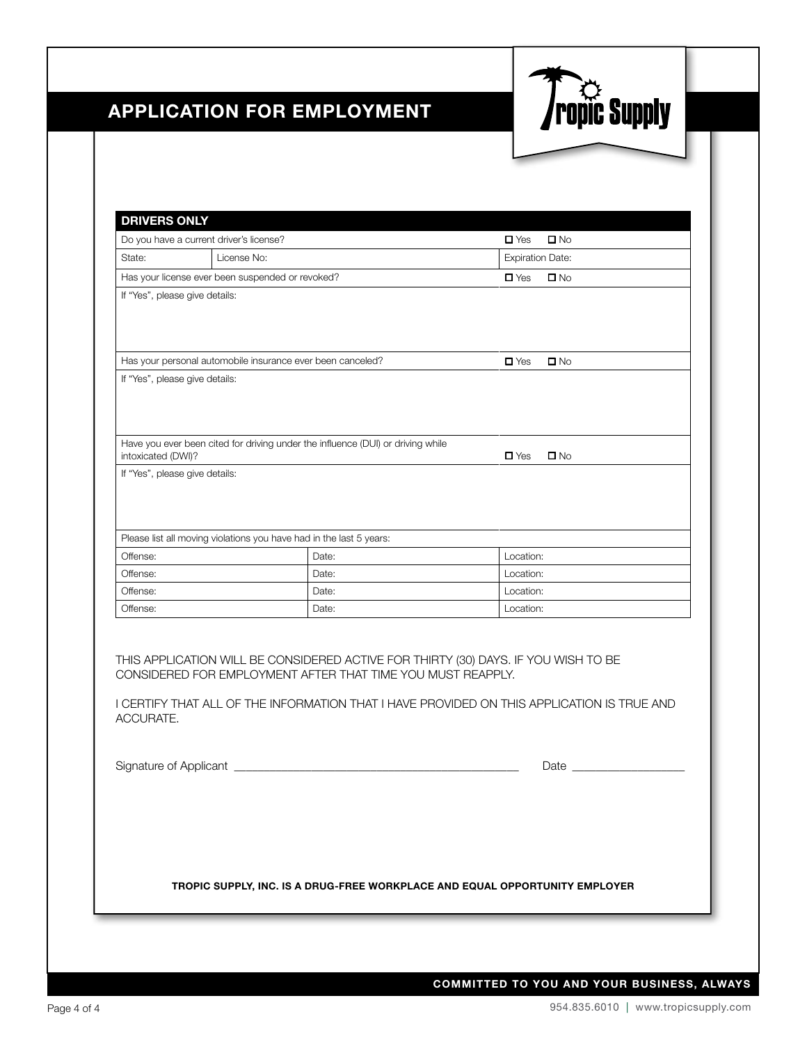# APPLICATION FOR EMPLOYMENT

Tropic Supply

| DRIVERS ONLY | | | |
|---|---|---|---|
| Do you have a current driver's license? | | | ☐ Yes ☐ No |
| State: | License No: | | Expiration Date: |
| Has your license ever been suspended or revoked? | | | ☐ Yes ☐ No |
| If "Yes", please give details: | | | |
| Has your personal automobile insurance ever been canceled? | | | ☐ Yes ☐ No |
| If "Yes", please give details: | | | |
| Have you ever been cited for driving under the influence (DUI) or driving while intoxicated (DWI)? | | | ☐ Yes ☐ No |
| If "Yes", please give details: | | | |
| Please list all moving violations you have had in the last 5 years: | | | |
| Offense: | | Date: | Location: |
| Offense: | | Date: | Location: |
| Offense: | | Date: | Location: |
| Offense: | | Date: | Location: |

THIS APPLICATION WILL BE CONSIDERED ACTIVE FOR THIRTY (30) DAYS. IF YOU WISH TO BE CONSIDERED FOR EMPLOYMENT AFTER THAT TIME YOU MUST REAPPLY.

I CERTIFY THAT ALL OF THE INFORMATION THAT I HAVE PROVIDED ON THIS APPLICATION IS TRUE AND ACCURATE.

Signature of Applicant ______________________________________________ Date __________________

**TROPIC SUPPLY, INC. IS A DRUG-FREE WORKPLACE AND EQUAL OPPORTUNITY EMPLOYER**

**COMMITTED TO YOU AND YOUR BUSINESS, ALWAYS**

954.835.6010 | www.tropicsupply.com